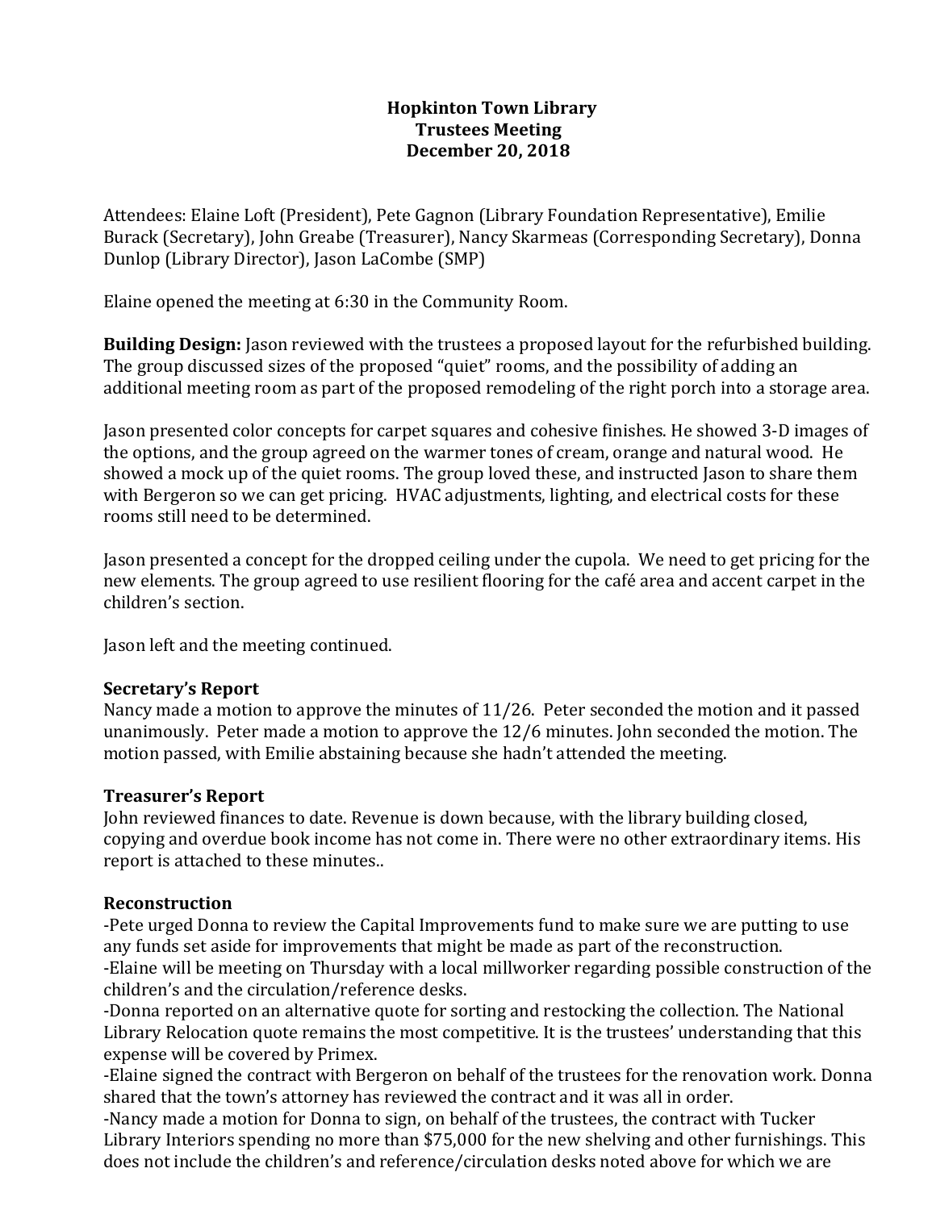# Hopkinton Town Library
## Trustees Meeting
## December 20, 2018

Attendees: Elaine Loft (President), Pete Gagnon (Library Foundation Representative), Emilie Burack (Secretary), John Greabe (Treasurer), Nancy Skarmeas (Corresponding Secretary), Donna Dunlop (Library Director), Jason LaCombe (SMP)

Elaine opened the meeting at 6:30 in the Community Room.

**Building Design:** Jason reviewed with the trustees a proposed layout for the refurbished building. The group discussed sizes of the proposed "quiet" rooms, and the possibility of adding an additional meeting room as part of the proposed remodeling of the right porch into a storage area.

Jason presented color concepts for carpet squares and cohesive finishes. He showed 3-D images of the options, and the group agreed on the warmer tones of cream, orange and natural wood. He showed a mock up of the quiet rooms. The group loved these, and instructed Jason to share them with Bergeron so we can get pricing. HVAC adjustments, lighting, and electrical costs for these rooms still need to be determined.

Jason presented a concept for the dropped ceiling under the cupola. We need to get pricing for the new elements. The group agreed to use resilient flooring for the café area and accent carpet in the children's section.

Jason left and the meeting continued.

### Secretary's Report

Nancy made a motion to approve the minutes of 11/26. Peter seconded the motion and it passed unanimously. Peter made a motion to approve the 12/6 minutes. John seconded the motion. The motion passed, with Emilie abstaining because she hadn't attended the meeting.

### Treasurer's Report

John reviewed finances to date. Revenue is down because, with the library building closed, copying and overdue book income has not come in. There were no other extraordinary items. His report is attached to these minutes..

### Reconstruction

-Pete urged Donna to review the Capital Improvements fund to make sure we are putting to use any funds set aside for improvements that might be made as part of the reconstruction.
-Elaine will be meeting on Thursday with a local millworker regarding possible construction of the children's and the circulation/reference desks.
-Donna reported on an alternative quote for sorting and restocking the collection. The National Library Relocation quote remains the most competitive. It is the trustees' understanding that this expense will be covered by Primex.
-Elaine signed the contract with Bergeron on behalf of the trustees for the renovation work. Donna shared that the town's attorney has reviewed the contract and it was all in order.
-Nancy made a motion for Donna to sign, on behalf of the trustees, the contract with Tucker Library Interiors spending no more than $75,000 for the new shelving and other furnishings. This does not include the children's and reference/circulation desks noted above for which we are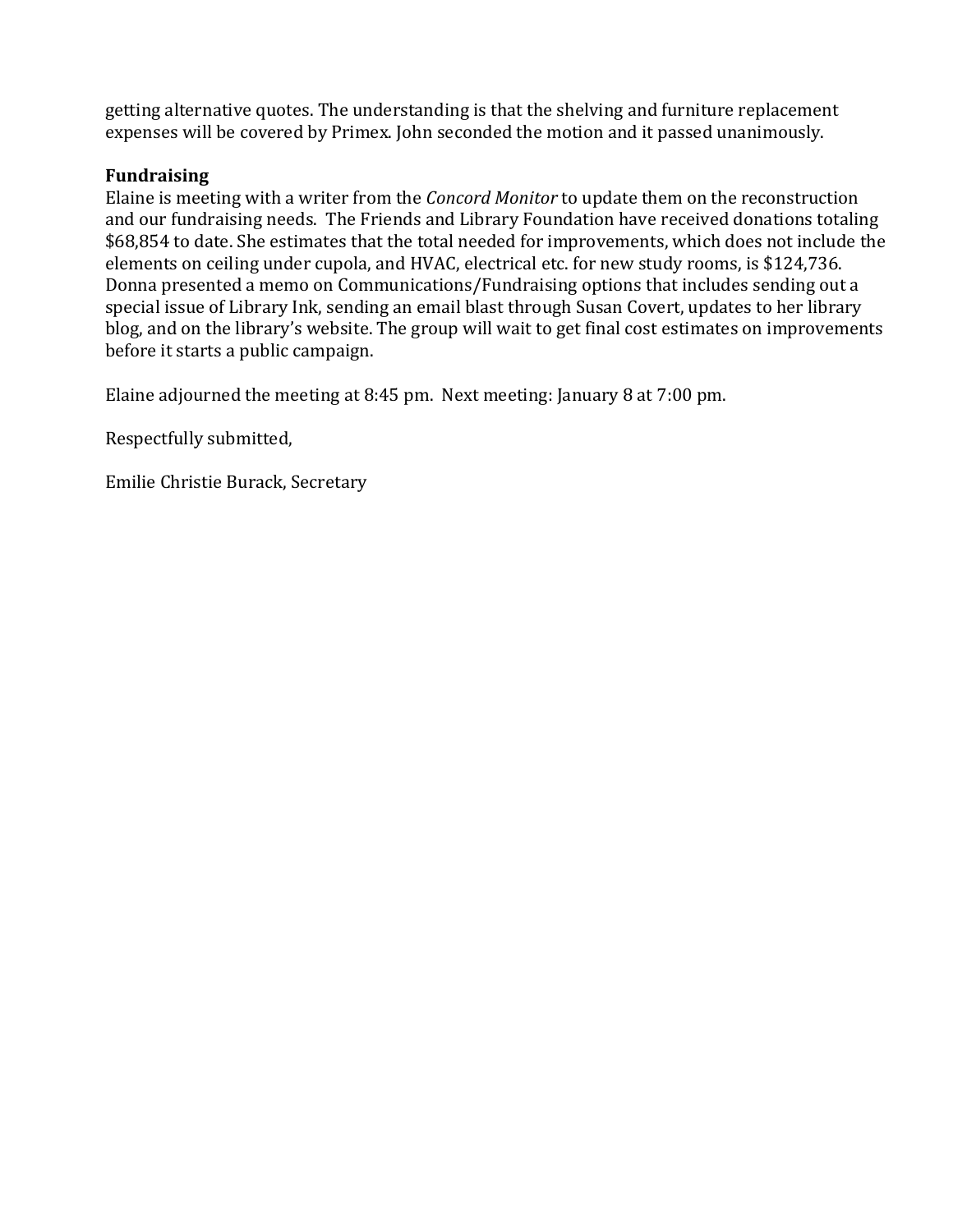getting alternative quotes. The understanding is that the shelving and furniture replacement expenses will be covered by Primex. John seconded the motion and it passed unanimously.

**Fundraising**

Elaine is meeting with a writer from the *Concord Monitor* to update them on the reconstruction and our fundraising needs. The Friends and Library Foundation have received donations totaling $68,854 to date. She estimates that the total needed for improvements, which does not include the elements on ceiling under cupola, and HVAC, electrical etc. for new study rooms, is $124,736. Donna presented a memo on Communications/Fundraising options that includes sending out a special issue of Library Ink, sending an email blast through Susan Covert, updates to her library blog, and on the library's website. The group will wait to get final cost estimates on improvements before it starts a public campaign.

Elaine adjourned the meeting at 8:45 pm. Next meeting: January 8 at 7:00 pm.

Respectfully submitted,

Emilie Christie Burack, Secretary